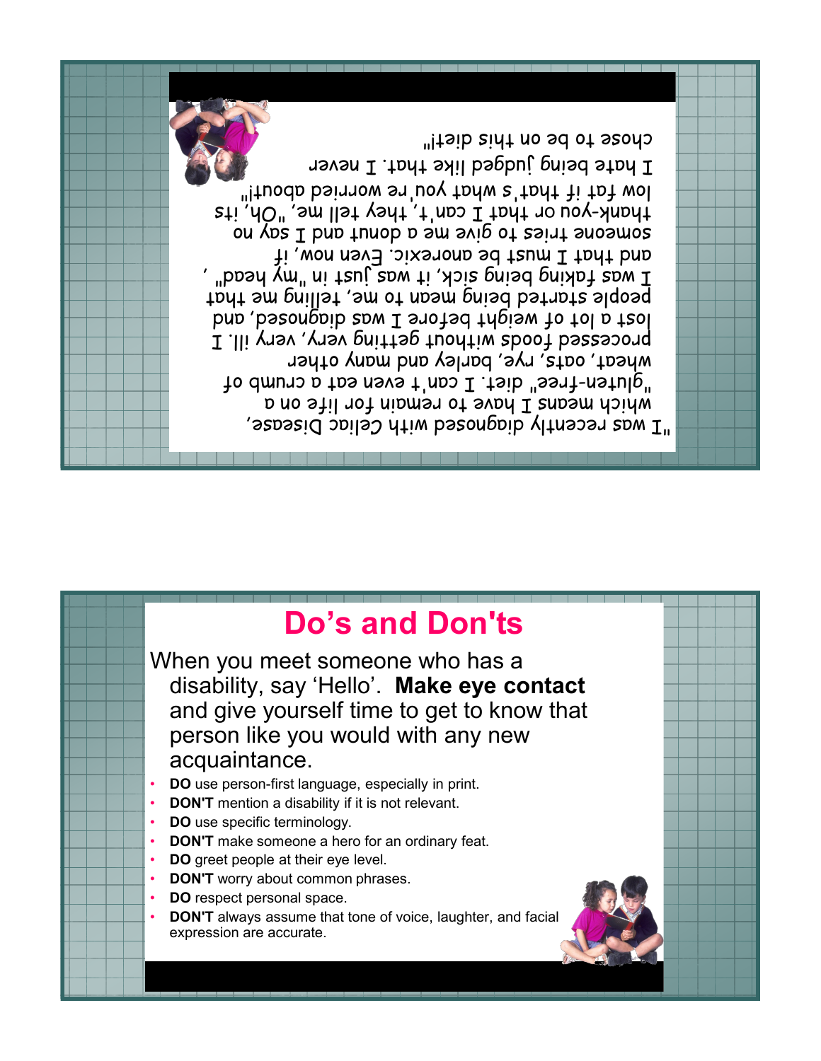"I was recently diagnosed with Celiac Disease, which means I have to remain for life on a "gluten-free" diet. I can't even eat a crumb of wheat, oats, rye, barley and many other processed foods without getting very, very ill. I lost a lot of weight before I was diagnosed, and people started being mean to me, telling me that I was faking being sick, it was just in "my head", and that I must be anorexic. Even now, if someone tries to give me a donut and I say no thank-you or that I can't, they tell me, "Oh, its low fat if that's what you're worried about!" I hate being judged like that. I never chose to be on this diet!"

## Do's and Don'ts

When you meet someone who has a disability, say 'Hello'. **Make eye contact** and give yourself time to get to know that person like you would with any new acquaintance.

- **DO** use person-first language, especially in print.
- **DON'T** mention a disability if it is not relevant.
- **DO** use specific terminology.
- **DON'T** make someone a hero for an ordinary feat.
- **DO** greet people at their eye level.
- **DON'T** worry about common phrases.
- **DO** respect personal space.
- **DON'T** always assume that tone of voice, laughter, and facial expression are accurate.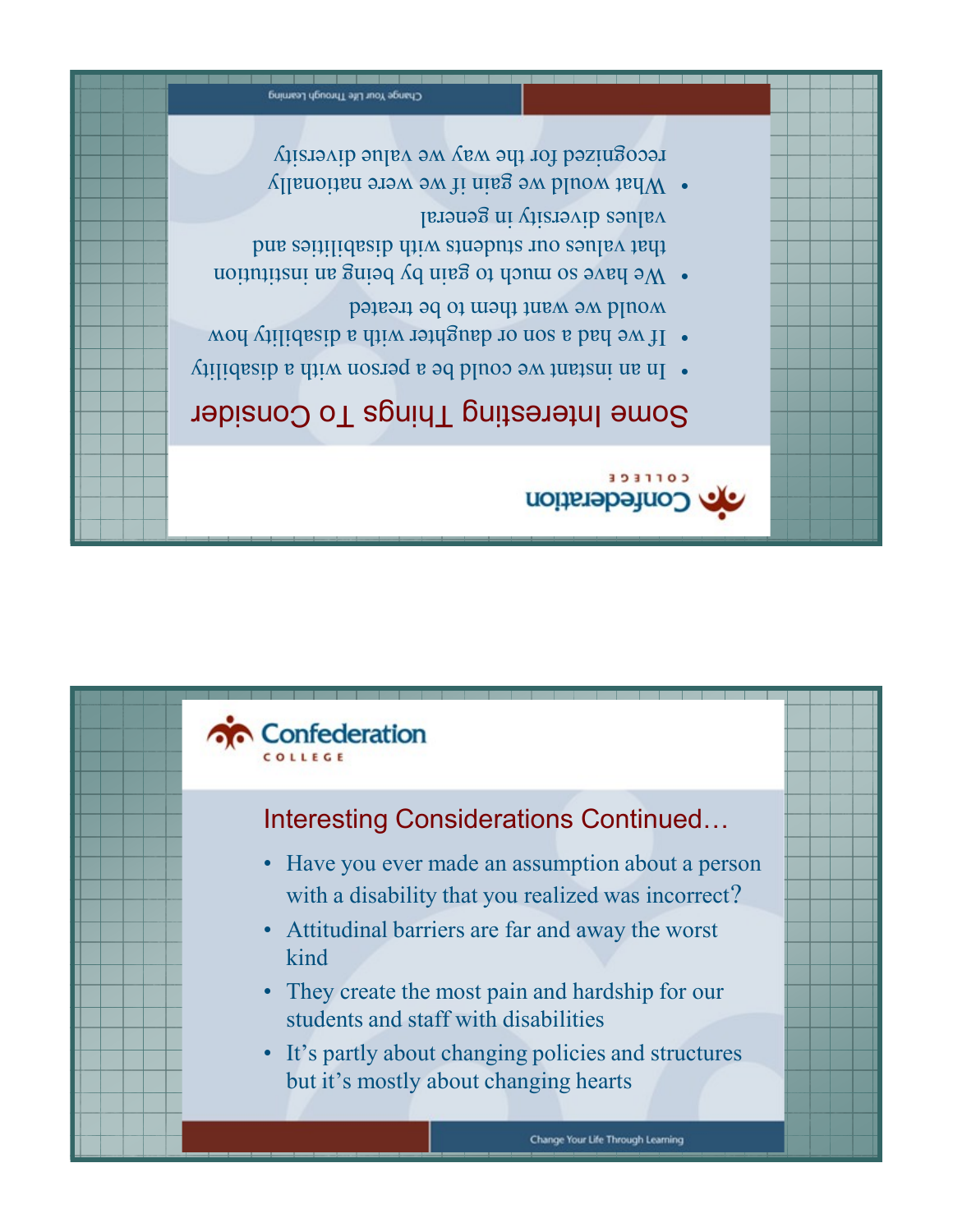## Some Interesting Things To Consider

- In an instant we could be a person with a disability
- If we had a son or daughter with a disability how would we want them to be treated
- We have so much to gain by being an institution that values our students with disabilities and values diversity in general
- What would we gain if we were nationally recognized for the way we value diversity

## Interesting Considerations Continued…

- Have you ever made an assumption about a person with a disability that you realized was incorrect?
- Attitudinal barriers are far and away the worst kind
- They create the most pain and hardship for our students and staff with disabilities
- It's partly about changing policies and structures but it's mostly about changing hearts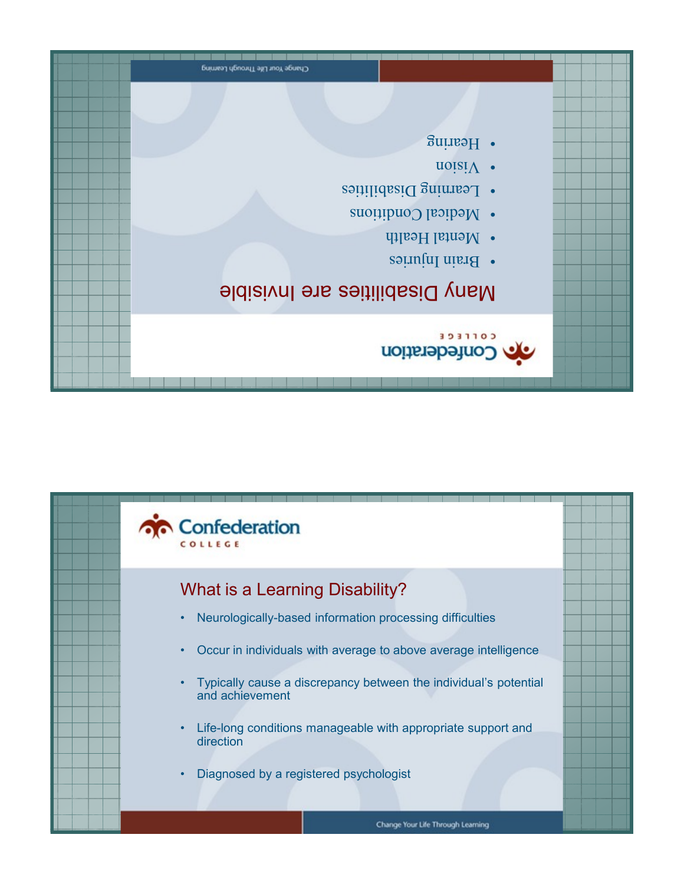## Many Disabilities are Invisible

- Brain Injuries
- Mental Health
- Medical Conditions
- Learning Disabilities
- Vision
- Hearing

## What is a Learning Disability?

- Neurologically-based information processing difficulties
- Occur in individuals with average to above average intelligence
- Typically cause a discrepancy between the individual's potential and achievement
- Life-long conditions manageable with appropriate support and direction
- Diagnosed by a registered psychologist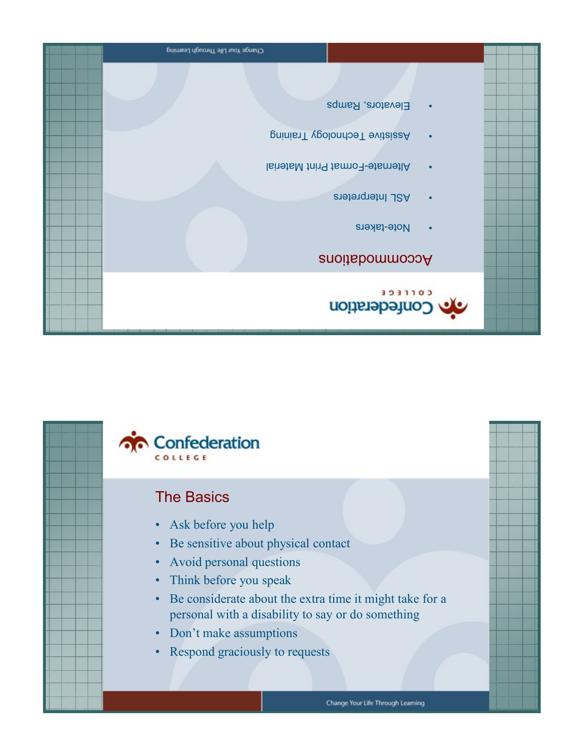## Accommodations

- Note-takers
- ASL Interpreters
- Alternate-Format Print Material
- Assistive Technology Training
- Elevators, Ramps

## The Basics

- Ask before you help
- Be sensitive about physical contact
- Avoid personal questions
- Think before you speak
- Be considerate about the extra time it might take for a personal with a disability to say or do something
- Don't make assumptions
- Respond graciously to requests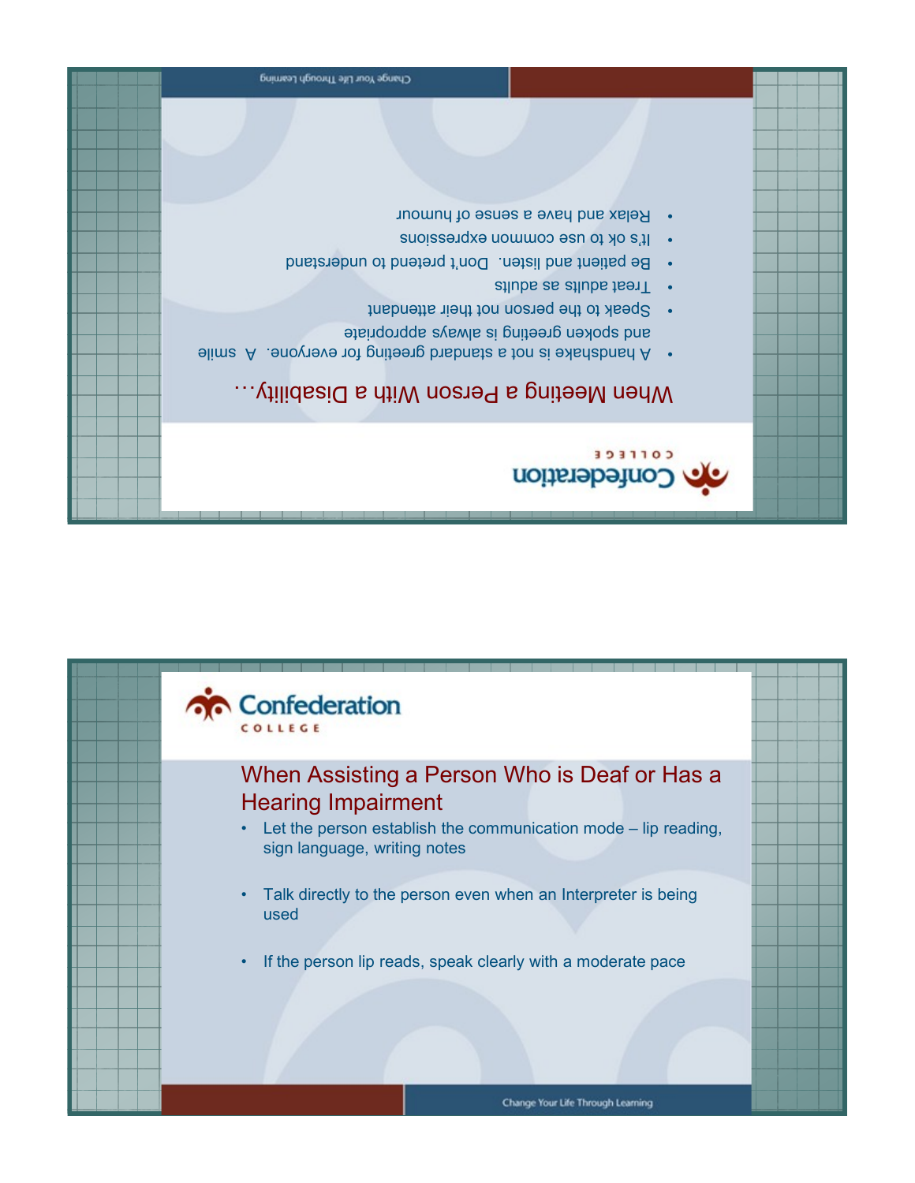## When Meeting a Person With a Disability…

- A handshake is not a standard greeting for everyone. A smile and spoken greeting is always appropriate
- Speak to the person not their attendant
- Treat adults as adults
- Be patient and listen. Don't pretend to understand
- It's ok to use common expressions
- Relax and have a sense of humour

## When Assisting a Person Who is Deaf or Has a Hearing Impairment

- Let the person establish the communication mode – lip reading, sign language, writing notes
- Talk directly to the person even when an Interpreter is being used
- If the person lip reads, speak clearly with a moderate pace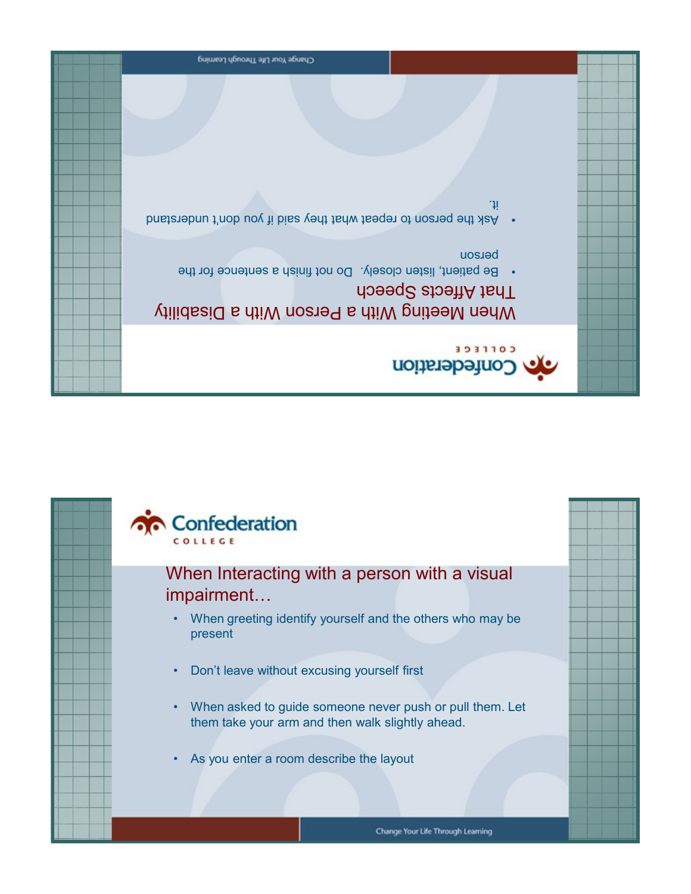## When Meeting With a Person With a Disability That Affects Speech

- Be patient, listen closely. Do not finish a sentence for the person
- Ask the person to repeat what they said if you don't understand it.

## When Interacting with a person with a visual impairment…

- When greeting identify yourself and the others who may be present
- Don't leave without excusing yourself first
- When asked to guide someone never push or pull them. Let them take your arm and then walk slightly ahead.
- As you enter a room describe the layout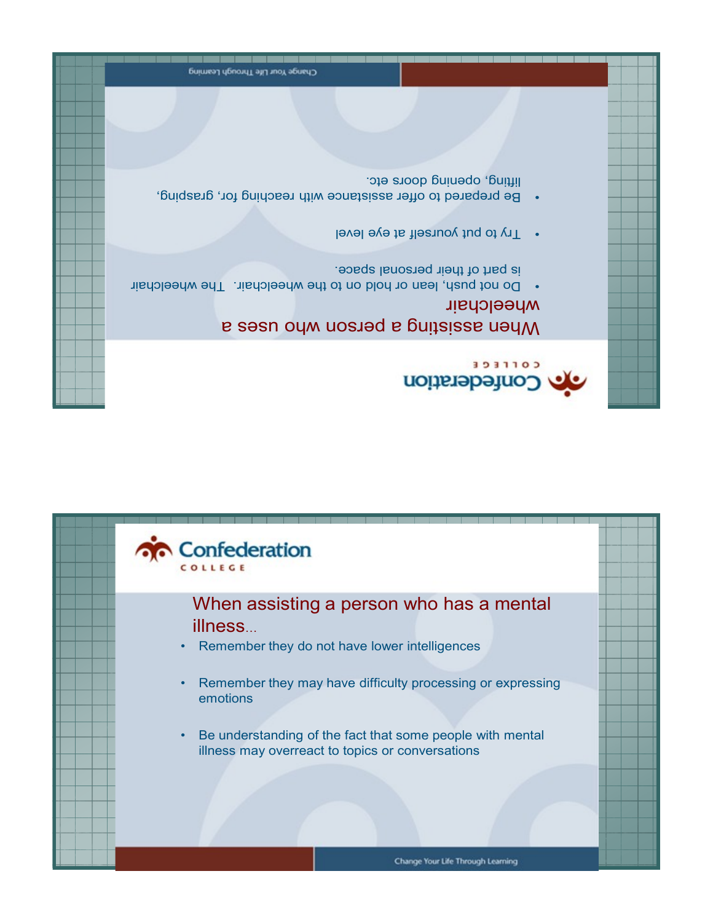## When assisting a person who uses a wheelchair

- Do not push, lean or hold on to the wheelchair. The wheelchair is part of their personal space.
- Try to put yourself at eye level
- Be prepared to offer assistance with reaching for, grasping, lifting, opening doors etc.

## When assisting a person who has a mental illness...

- Remember they do not have lower intelligences
- Remember they may have difficulty processing or expressing emotions
- Be understanding of the fact that some people with mental illness may overreact to topics or conversations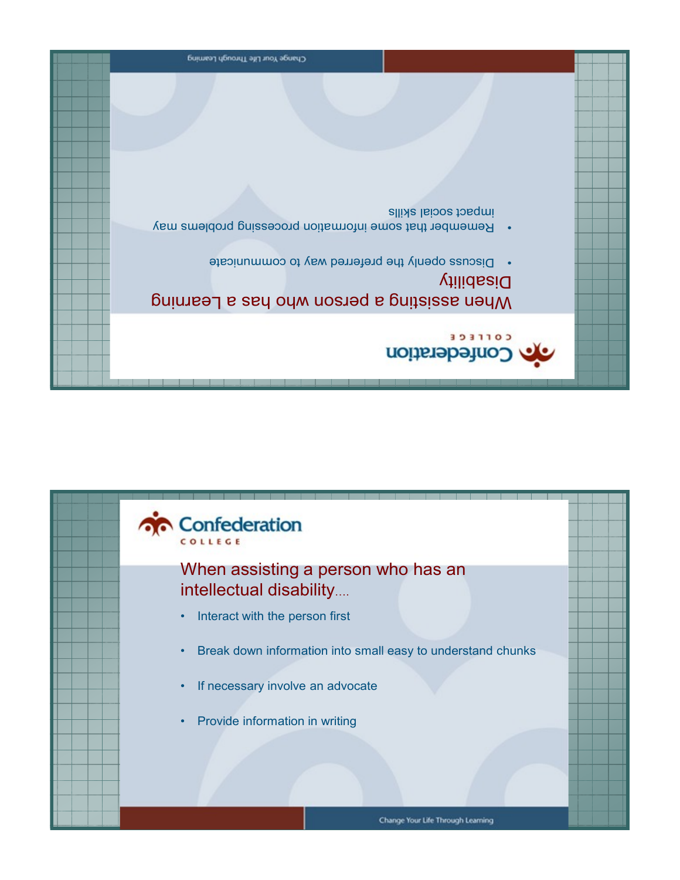## When assisting a person who has a Learning Disability

- Discuss openly the preferred way to communicate
- Remember that some information processing problems may impact social skills

## When assisting a person who has an intellectual disability....

- Interact with the person first
- Break down information into small easy to understand chunks
- If necessary involve an advocate
- Provide information in writing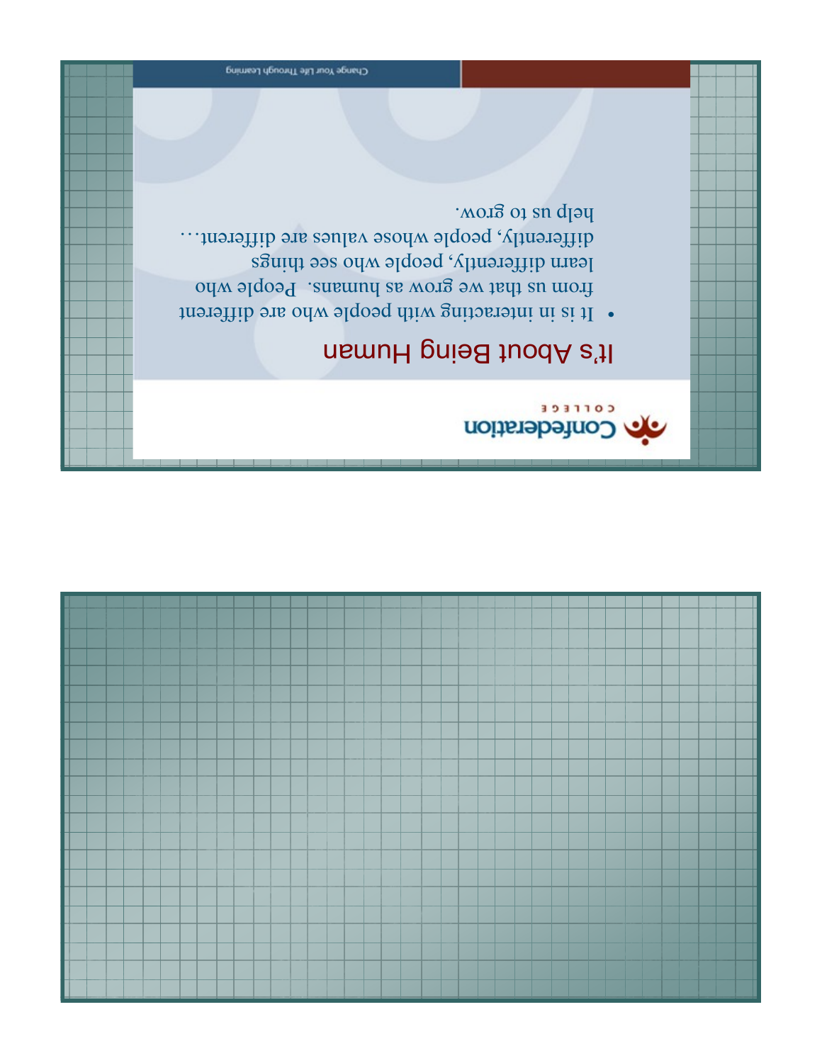# It's About Being Human

- It is in interacting with people who are different from us that we grow as humans. People who learn differently, people who see things differently, people whose values are different… help us to grow.